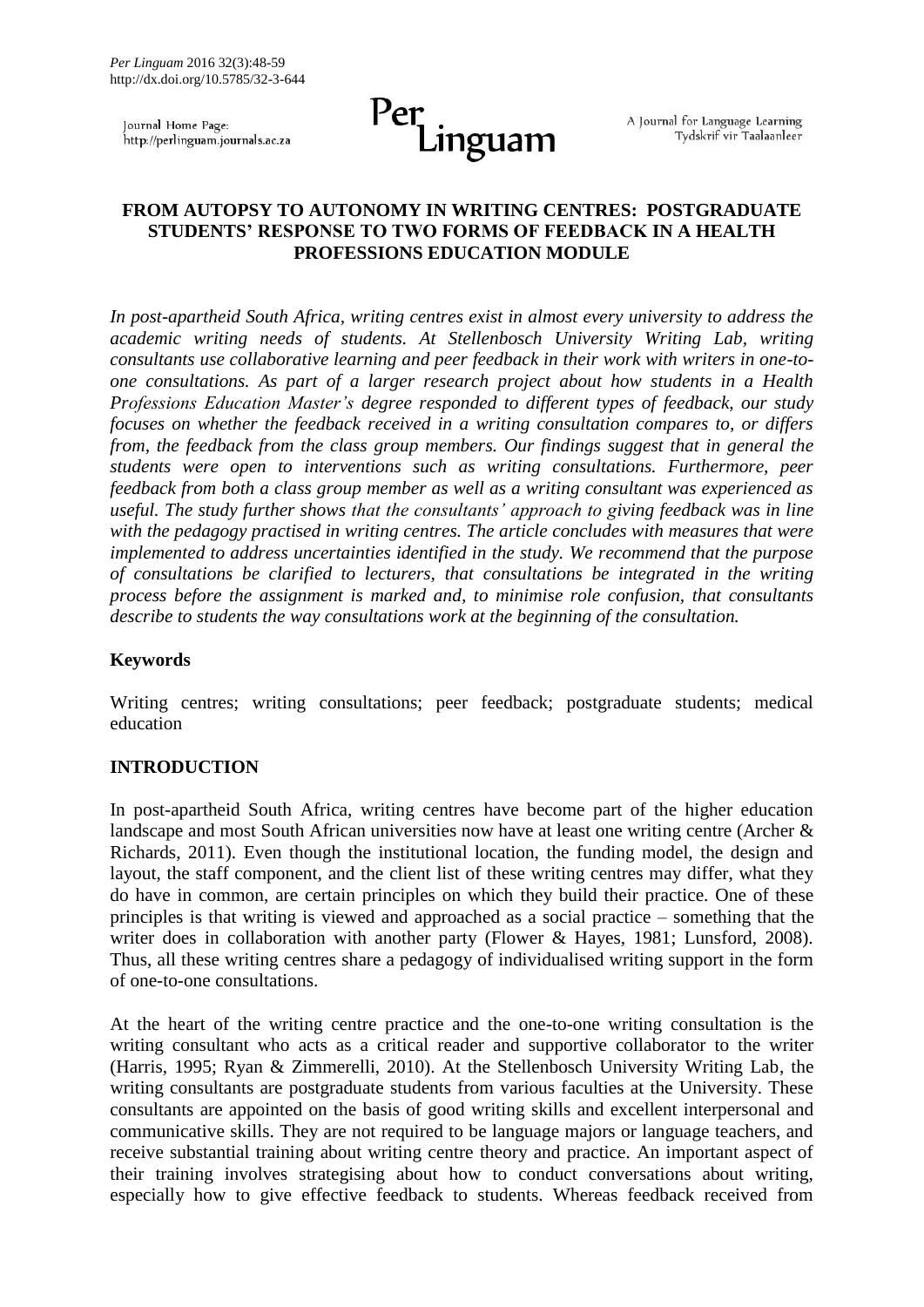# FROM AUTOPSY TO AUTONOMY IN WRITING CENTRES: POSTGRADUATE STUDENTS' RESPONSE TO TWO FORMS OF FEEDBACK IN A HEALTH PROFESSIONS EDUCATION MODULE

*In post-apartheid South Africa, writing centres exist in almost every university to address the academic writing needs of students. At Stellenbosch University Writing Lab, writing consultants use collaborative learning and peer feedback in their work with writers in one-to-one consultations. As part of a larger research project about how students in a Health Professions Education Master's degree responded to different types of feedback, our study focuses on whether the feedback received in a writing consultation compares to, or differs from, the feedback from the class group members. Our findings suggest that in general the students were open to interventions such as writing consultations. Furthermore, peer feedback from both a class group member as well as a writing consultant was experienced as useful. The study further shows that the consultants' approach to giving feedback was in line with the pedagogy practised in writing centres. The article concludes with measures that were implemented to address uncertainties identified in the study. We recommend that the purpose of consultations be clarified to lecturers, that consultations be integrated in the writing process before the assignment is marked and, to minimise role confusion, that consultants describe to students the way consultations work at the beginning of the consultation.*

## Keywords

Writing centres; writing consultations; peer feedback; postgraduate students; medical education

## INTRODUCTION

In post-apartheid South Africa, writing centres have become part of the higher education landscape and most South African universities now have at least one writing centre (Archer & Richards, 2011). Even though the institutional location, the funding model, the design and layout, the staff component, and the client list of these writing centres may differ, what they do have in common, are certain principles on which they build their practice. One of these principles is that writing is viewed and approached as a social practice – something that the writer does in collaboration with another party (Flower & Hayes, 1981; Lunsford, 2008). Thus, all these writing centres share a pedagogy of individualised writing support in the form of one-to-one consultations.

At the heart of the writing centre practice and the one-to-one writing consultation is the writing consultant who acts as a critical reader and supportive collaborator to the writer (Harris, 1995; Ryan & Zimmerelli, 2010). At the Stellenbosch University Writing Lab, the writing consultants are postgraduate students from various faculties at the University. These consultants are appointed on the basis of good writing skills and excellent interpersonal and communicative skills. They are not required to be language majors or language teachers, and receive substantial training about writing centre theory and practice. An important aspect of their training involves strategising about how to conduct conversations about writing, especially how to give effective feedback to students. Whereas feedback received from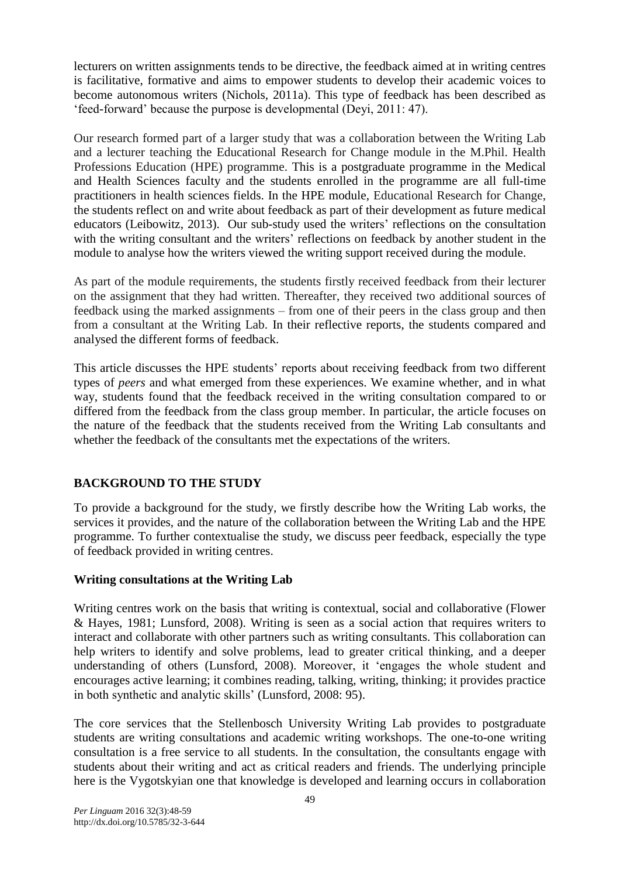lecturers on written assignments tends to be directive, the feedback aimed at in writing centres is facilitative, formative and aims to empower students to develop their academic voices to become autonomous writers (Nichols, 2011a). This type of feedback has been described as 'feed-forward' because the purpose is developmental (Deyi, 2011: 47).

Our research formed part of a larger study that was a collaboration between the Writing Lab and a lecturer teaching the Educational Research for Change module in the M.Phil. Health Professions Education (HPE) programme. This is a postgraduate programme in the Medical and Health Sciences faculty and the students enrolled in the programme are all full-time practitioners in health sciences fields. In the HPE module, Educational Research for Change, the students reflect on and write about feedback as part of their development as future medical educators (Leibowitz, 2013). Our sub-study used the writers' reflections on the consultation with the writing consultant and the writers' reflections on feedback by another student in the module to analyse how the writers viewed the writing support received during the module.

As part of the module requirements, the students firstly received feedback from their lecturer on the assignment that they had written. Thereafter, they received two additional sources of feedback using the marked assignments – from one of their peers in the class group and then from a consultant at the Writing Lab. In their reflective reports, the students compared and analysed the different forms of feedback.

This article discusses the HPE students' reports about receiving feedback from two different types of *peers* and what emerged from these experiences. We examine whether, and in what way, students found that the feedback received in the writing consultation compared to or differed from the feedback from the class group member. In particular, the article focuses on the nature of the feedback that the students received from the Writing Lab consultants and whether the feedback of the consultants met the expectations of the writers.

## BACKGROUND TO THE STUDY

To provide a background for the study, we firstly describe how the Writing Lab works, the services it provides, and the nature of the collaboration between the Writing Lab and the HPE programme. To further contextualise the study, we discuss peer feedback, especially the type of feedback provided in writing centres.

### Writing consultations at the Writing Lab

Writing centres work on the basis that writing is contextual, social and collaborative (Flower & Hayes, 1981; Lunsford, 2008). Writing is seen as a social action that requires writers to interact and collaborate with other partners such as writing consultants. This collaboration can help writers to identify and solve problems, lead to greater critical thinking, and a deeper understanding of others (Lunsford, 2008). Moreover, it 'engages the whole student and encourages active learning; it combines reading, talking, writing, thinking; it provides practice in both synthetic and analytic skills' (Lunsford, 2008: 95).

The core services that the Stellenbosch University Writing Lab provides to postgraduate students are writing consultations and academic writing workshops. The one-to-one writing consultation is a free service to all students. In the consultation, the consultants engage with students about their writing and act as critical readers and friends. The underlying principle here is the Vygotskyian one that knowledge is developed and learning occurs in collaboration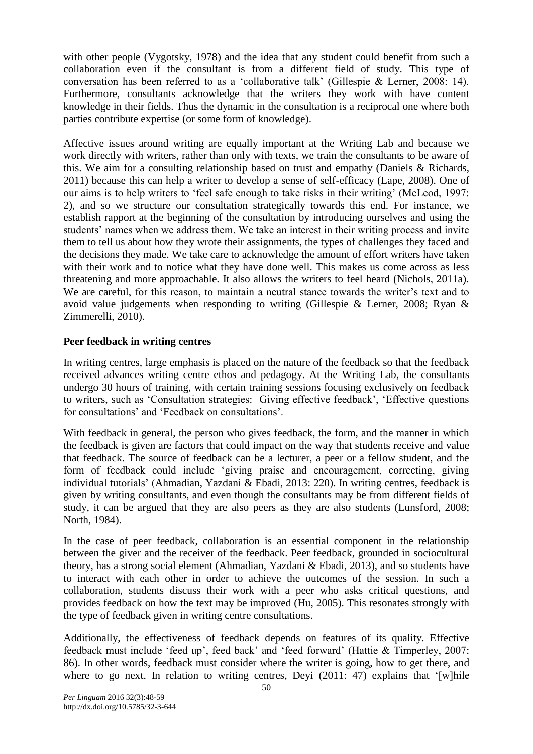with other people (Vygotsky, 1978) and the idea that any student could benefit from such a collaboration even if the consultant is from a different field of study. This type of conversation has been referred to as a 'collaborative talk' (Gillespie & Lerner, 2008: 14). Furthermore, consultants acknowledge that the writers they work with have content knowledge in their fields. Thus the dynamic in the consultation is a reciprocal one where both parties contribute expertise (or some form of knowledge).

Affective issues around writing are equally important at the Writing Lab and because we work directly with writers, rather than only with texts, we train the consultants to be aware of this. We aim for a consulting relationship based on trust and empathy (Daniels & Richards, 2011) because this can help a writer to develop a sense of self-efficacy (Lape, 2008). One of our aims is to help writers to 'feel safe enough to take risks in their writing' (McLeod, 1997: 2), and so we structure our consultation strategically towards this end. For instance, we establish rapport at the beginning of the consultation by introducing ourselves and using the students' names when we address them. We take an interest in their writing process and invite them to tell us about how they wrote their assignments, the types of challenges they faced and the decisions they made. We take care to acknowledge the amount of effort writers have taken with their work and to notice what they have done well. This makes us come across as less threatening and more approachable. It also allows the writers to feel heard (Nichols, 2011a). We are careful, for this reason, to maintain a neutral stance towards the writer's text and to avoid value judgements when responding to writing (Gillespie & Lerner, 2008; Ryan & Zimmerelli, 2010).

**Peer feedback in writing centres**

In writing centres, large emphasis is placed on the nature of the feedback so that the feedback received advances writing centre ethos and pedagogy. At the Writing Lab, the consultants undergo 30 hours of training, with certain training sessions focusing exclusively on feedback to writers, such as 'Consultation strategies: Giving effective feedback', 'Effective questions for consultations' and 'Feedback on consultations'.

With feedback in general, the person who gives feedback, the form, and the manner in which the feedback is given are factors that could impact on the way that students receive and value that feedback. The source of feedback can be a lecturer, a peer or a fellow student, and the form of feedback could include 'giving praise and encouragement, correcting, giving individual tutorials' (Ahmadian, Yazdani & Ebadi, 2013: 220). In writing centres, feedback is given by writing consultants, and even though the consultants may be from different fields of study, it can be argued that they are also peers as they are also students (Lunsford, 2008; North, 1984).

In the case of peer feedback, collaboration is an essential component in the relationship between the giver and the receiver of the feedback. Peer feedback, grounded in sociocultural theory, has a strong social element (Ahmadian, Yazdani & Ebadi, 2013), and so students have to interact with each other in order to achieve the outcomes of the session. In such a collaboration, students discuss their work with a peer who asks critical questions, and provides feedback on how the text may be improved (Hu, 2005). This resonates strongly with the type of feedback given in writing centre consultations.

Additionally, the effectiveness of feedback depends on features of its quality. Effective feedback must include 'feed up', feed back' and 'feed forward' (Hattie & Timperley, 2007: 86). In other words, feedback must consider where the writer is going, how to get there, and where to go next. In relation to writing centres, Deyi (2011: 47) explains that '[w]hile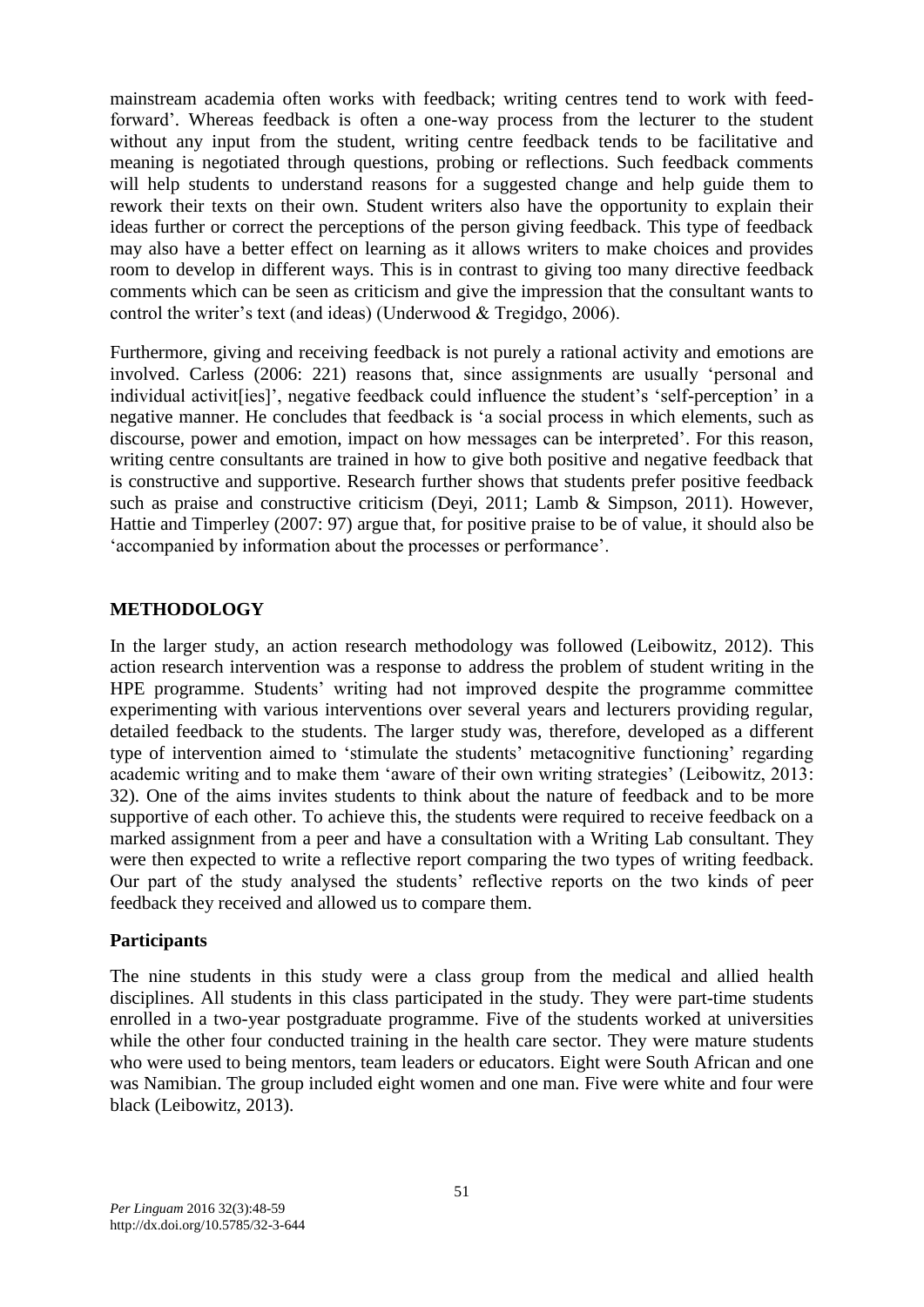mainstream academia often works with feedback; writing centres tend to work with feed-forward'. Whereas feedback is often a one-way process from the lecturer to the student without any input from the student, writing centre feedback tends to be facilitative and meaning is negotiated through questions, probing or reflections. Such feedback comments will help students to understand reasons for a suggested change and help guide them to rework their texts on their own. Student writers also have the opportunity to explain their ideas further or correct the perceptions of the person giving feedback. This type of feedback may also have a better effect on learning as it allows writers to make choices and provides room to develop in different ways. This is in contrast to giving too many directive feedback comments which can be seen as criticism and give the impression that the consultant wants to control the writer's text (and ideas) (Underwood & Tregidgo, 2006).

Furthermore, giving and receiving feedback is not purely a rational activity and emotions are involved. Carless (2006: 221) reasons that, since assignments are usually 'personal and individual activit[ies]', negative feedback could influence the student's 'self-perception' in a negative manner. He concludes that feedback is 'a social process in which elements, such as discourse, power and emotion, impact on how messages can be interpreted'. For this reason, writing centre consultants are trained in how to give both positive and negative feedback that is constructive and supportive. Research further shows that students prefer positive feedback such as praise and constructive criticism (Deyi, 2011; Lamb & Simpson, 2011). However, Hattie and Timperley (2007: 97) argue that, for positive praise to be of value, it should also be 'accompanied by information about the processes or performance'.

## METHODOLOGY

In the larger study, an action research methodology was followed (Leibowitz, 2012). This action research intervention was a response to address the problem of student writing in the HPE programme. Students' writing had not improved despite the programme committee experimenting with various interventions over several years and lecturers providing regular, detailed feedback to the students. The larger study was, therefore, developed as a different type of intervention aimed to 'stimulate the students' metacognitive functioning' regarding academic writing and to make them 'aware of their own writing strategies' (Leibowitz, 2013: 32). One of the aims invites students to think about the nature of feedback and to be more supportive of each other. To achieve this, the students were required to receive feedback on a marked assignment from a peer and have a consultation with a Writing Lab consultant. They were then expected to write a reflective report comparing the two types of writing feedback. Our part of the study analysed the students' reflective reports on the two kinds of peer feedback they received and allowed us to compare them.

### Participants

The nine students in this study were a class group from the medical and allied health disciplines. All students in this class participated in the study. They were part-time students enrolled in a two-year postgraduate programme. Five of the students worked at universities while the other four conducted training in the health care sector. They were mature students who were used to being mentors, team leaders or educators. Eight were South African and one was Namibian. The group included eight women and one man. Five were white and four were black (Leibowitz, 2013).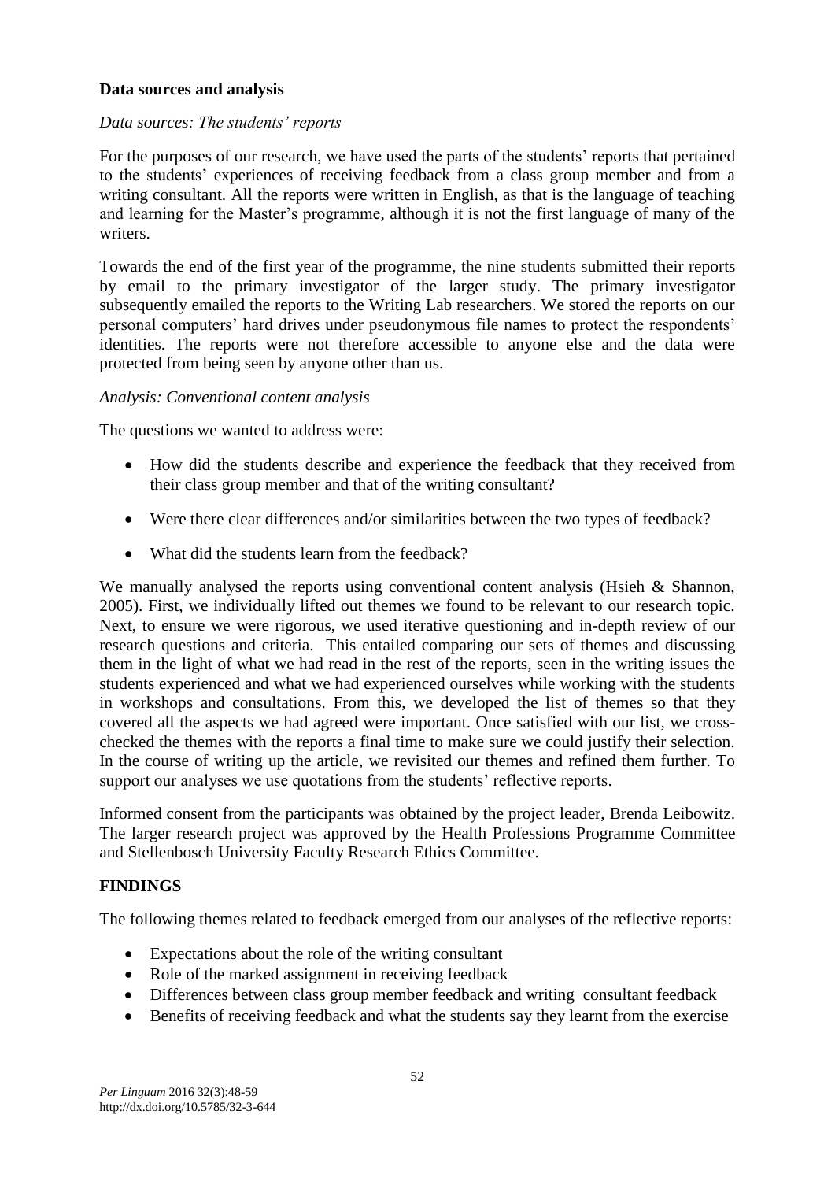## Data sources and analysis

### *Data sources: The students' reports*

For the purposes of our research, we have used the parts of the students' reports that pertained to the students' experiences of receiving feedback from a class group member and from a writing consultant. All the reports were written in English, as that is the language of teaching and learning for the Master's programme, although it is not the first language of many of the writers.

Towards the end of the first year of the programme, the nine students submitted their reports by email to the primary investigator of the larger study. The primary investigator subsequently emailed the reports to the Writing Lab researchers. We stored the reports on our personal computers' hard drives under pseudonymous file names to protect the respondents' identities. The reports were not therefore accessible to anyone else and the data were protected from being seen by anyone other than us.

### *Analysis: Conventional content analysis*

The questions we wanted to address were:

- How did the students describe and experience the feedback that they received from their class group member and that of the writing consultant?
- Were there clear differences and/or similarities between the two types of feedback?
- What did the students learn from the feedback?

We manually analysed the reports using conventional content analysis (Hsieh & Shannon, 2005). First, we individually lifted out themes we found to be relevant to our research topic. Next, to ensure we were rigorous, we used iterative questioning and in-depth review of our research questions and criteria. This entailed comparing our sets of themes and discussing them in the light of what we had read in the rest of the reports, seen in the writing issues the students experienced and what we had experienced ourselves while working with the students in workshops and consultations. From this, we developed the list of themes so that they covered all the aspects we had agreed were important. Once satisfied with our list, we cross-checked the themes with the reports a final time to make sure we could justify their selection. In the course of writing up the article, we revisited our themes and refined them further. To support our analyses we use quotations from the students' reflective reports.

Informed consent from the participants was obtained by the project leader, Brenda Leibowitz. The larger research project was approved by the Health Professions Programme Committee and Stellenbosch University Faculty Research Ethics Committee.

## FINDINGS

The following themes related to feedback emerged from our analyses of the reflective reports:

- Expectations about the role of the writing consultant
- Role of the marked assignment in receiving feedback
- Differences between class group member feedback and writing consultant feedback
- Benefits of receiving feedback and what the students say they learnt from the exercise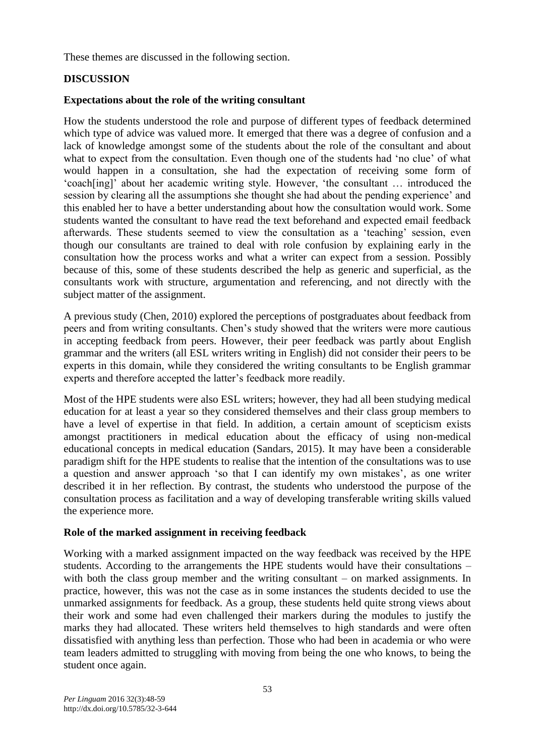These themes are discussed in the following section.

## DISCUSSION

### Expectations about the role of the writing consultant

How the students understood the role and purpose of different types of feedback determined which type of advice was valued more. It emerged that there was a degree of confusion and a lack of knowledge amongst some of the students about the role of the consultant and about what to expect from the consultation. Even though one of the students had 'no clue' of what would happen in a consultation, she had the expectation of receiving some form of 'coach[ing]' about her academic writing style. However, 'the consultant … introduced the session by clearing all the assumptions she thought she had about the pending experience' and this enabled her to have a better understanding about how the consultation would work. Some students wanted the consultant to have read the text beforehand and expected email feedback afterwards. These students seemed to view the consultation as a 'teaching' session, even though our consultants are trained to deal with role confusion by explaining early in the consultation how the process works and what a writer can expect from a session. Possibly because of this, some of these students described the help as generic and superficial, as the consultants work with structure, argumentation and referencing, and not directly with the subject matter of the assignment.

A previous study (Chen, 2010) explored the perceptions of postgraduates about feedback from peers and from writing consultants. Chen's study showed that the writers were more cautious in accepting feedback from peers. However, their peer feedback was partly about English grammar and the writers (all ESL writers writing in English) did not consider their peers to be experts in this domain, while they considered the writing consultants to be English grammar experts and therefore accepted the latter's feedback more readily.

Most of the HPE students were also ESL writers; however, they had all been studying medical education for at least a year so they considered themselves and their class group members to have a level of expertise in that field. In addition, a certain amount of scepticism exists amongst practitioners in medical education about the efficacy of using non-medical educational concepts in medical education (Sandars, 2015). It may have been a considerable paradigm shift for the HPE students to realise that the intention of the consultations was to use a question and answer approach 'so that I can identify my own mistakes', as one writer described it in her reflection. By contrast, the students who understood the purpose of the consultation process as facilitation and a way of developing transferable writing skills valued the experience more.

### Role of the marked assignment in receiving feedback

Working with a marked assignment impacted on the way feedback was received by the HPE students. According to the arrangements the HPE students would have their consultations – with both the class group member and the writing consultant – on marked assignments. In practice, however, this was not the case as in some instances the students decided to use the unmarked assignments for feedback. As a group, these students held quite strong views about their work and some had even challenged their markers during the modules to justify the marks they had allocated. These writers held themselves to high standards and were often dissatisfied with anything less than perfection. Those who had been in academia or who were team leaders admitted to struggling with moving from being the one who knows, to being the student once again.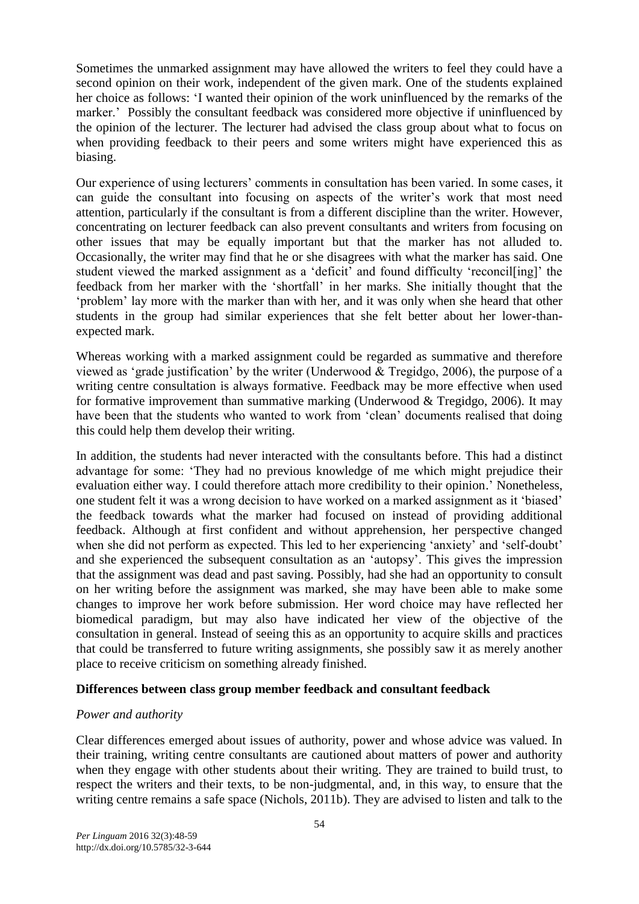Sometimes the unmarked assignment may have allowed the writers to feel they could have a second opinion on their work, independent of the given mark. One of the students explained her choice as follows: 'I wanted their opinion of the work uninfluenced by the remarks of the marker.' Possibly the consultant feedback was considered more objective if uninfluenced by the opinion of the lecturer. The lecturer had advised the class group about what to focus on when providing feedback to their peers and some writers might have experienced this as biasing.

Our experience of using lecturers' comments in consultation has been varied. In some cases, it can guide the consultant into focusing on aspects of the writer's work that most need attention, particularly if the consultant is from a different discipline than the writer. However, concentrating on lecturer feedback can also prevent consultants and writers from focusing on other issues that may be equally important but that the marker has not alluded to. Occasionally, the writer may find that he or she disagrees with what the marker has said. One student viewed the marked assignment as a 'deficit' and found difficulty 'reconcil[ing]' the feedback from her marker with the 'shortfall' in her marks. She initially thought that the 'problem' lay more with the marker than with her, and it was only when she heard that other students in the group had similar experiences that she felt better about her lower-than-expected mark.

Whereas working with a marked assignment could be regarded as summative and therefore viewed as 'grade justification' by the writer (Underwood & Tregidgo, 2006), the purpose of a writing centre consultation is always formative. Feedback may be more effective when used for formative improvement than summative marking (Underwood & Tregidgo, 2006). It may have been that the students who wanted to work from 'clean' documents realised that doing this could help them develop their writing.

In addition, the students had never interacted with the consultants before. This had a distinct advantage for some: 'They had no previous knowledge of me which might prejudice their evaluation either way. I could therefore attach more credibility to their opinion.' Nonetheless, one student felt it was a wrong decision to have worked on a marked assignment as it 'biased' the feedback towards what the marker had focused on instead of providing additional feedback. Although at first confident and without apprehension, her perspective changed when she did not perform as expected. This led to her experiencing 'anxiety' and 'self-doubt' and she experienced the subsequent consultation as an 'autopsy'. This gives the impression that the assignment was dead and past saving. Possibly, had she had an opportunity to consult on her writing before the assignment was marked, she may have been able to make some changes to improve her work before submission. Her word choice may have reflected her biomedical paradigm, but may also have indicated her view of the objective of the consultation in general. Instead of seeing this as an opportunity to acquire skills and practices that could be transferred to future writing assignments, she possibly saw it as merely another place to receive criticism on something already finished.

**Differences between class group member feedback and consultant feedback**

*Power and authority*

Clear differences emerged about issues of authority, power and whose advice was valued. In their training, writing centre consultants are cautioned about matters of power and authority when they engage with other students about their writing. They are trained to build trust, to respect the writers and their texts, to be non-judgmental, and, in this way, to ensure that the writing centre remains a safe space (Nichols, 2011b). They are advised to listen and talk to the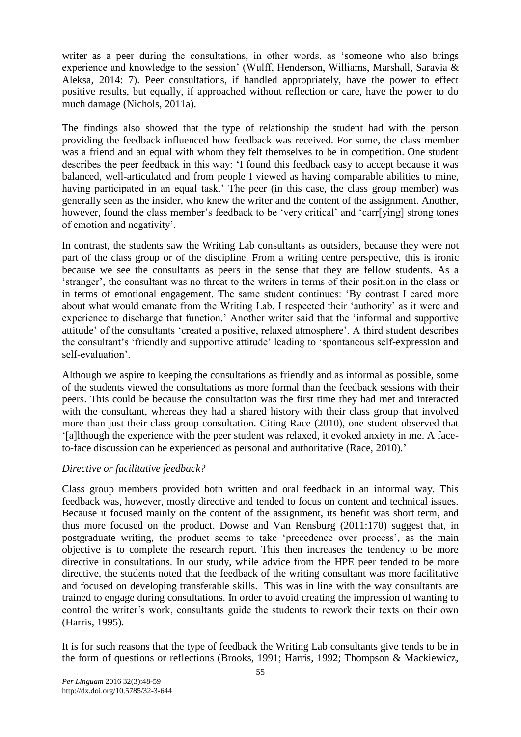writer as a peer during the consultations, in other words, as 'someone who also brings experience and knowledge to the session' (Wulff, Henderson, Williams, Marshall, Saravia & Aleksa, 2014: 7). Peer consultations, if handled appropriately, have the power to effect positive results, but equally, if approached without reflection or care, have the power to do much damage (Nichols, 2011a).

The findings also showed that the type of relationship the student had with the person providing the feedback influenced how feedback was received. For some, the class member was a friend and an equal with whom they felt themselves to be in competition. One student describes the peer feedback in this way: 'I found this feedback easy to accept because it was balanced, well-articulated and from people I viewed as having comparable abilities to mine, having participated in an equal task.' The peer (in this case, the class group member) was generally seen as the insider, who knew the writer and the content of the assignment. Another, however, found the class member's feedback to be 'very critical' and 'carr[ying] strong tones of emotion and negativity'.

In contrast, the students saw the Writing Lab consultants as outsiders, because they were not part of the class group or of the discipline. From a writing centre perspective, this is ironic because we see the consultants as peers in the sense that they are fellow students. As a 'stranger', the consultant was no threat to the writers in terms of their position in the class or in terms of emotional engagement. The same student continues: 'By contrast I cared more about what would emanate from the Writing Lab. I respected their 'authority' as it were and experience to discharge that function.' Another writer said that the 'informal and supportive attitude' of the consultants 'created a positive, relaxed atmosphere'. A third student describes the consultant's 'friendly and supportive attitude' leading to 'spontaneous self-expression and self-evaluation'.

Although we aspire to keeping the consultations as friendly and as informal as possible, some of the students viewed the consultations as more formal than the feedback sessions with their peers. This could be because the consultation was the first time they had met and interacted with the consultant, whereas they had a shared history with their class group that involved more than just their class group consultation. Citing Race (2010), one student observed that '[a]lthough the experience with the peer student was relaxed, it evoked anxiety in me. A face-to-face discussion can be experienced as personal and authoritative (Race, 2010).'

*Directive or facilitative feedback?*

Class group members provided both written and oral feedback in an informal way. This feedback was, however, mostly directive and tended to focus on content and technical issues. Because it focused mainly on the content of the assignment, its benefit was short term, and thus more focused on the product. Dowse and Van Rensburg (2011:170) suggest that, in postgraduate writing, the product seems to take 'precedence over process', as the main objective is to complete the research report. This then increases the tendency to be more directive in consultations. In our study, while advice from the HPE peer tended to be more directive, the students noted that the feedback of the writing consultant was more facilitative and focused on developing transferable skills. This was in line with the way consultants are trained to engage during consultations. In order to avoid creating the impression of wanting to control the writer's work, consultants guide the students to rework their texts on their own (Harris, 1995).

It is for such reasons that the type of feedback the Writing Lab consultants give tends to be in the form of questions or reflections (Brooks, 1991; Harris, 1992; Thompson & Mackiewicz,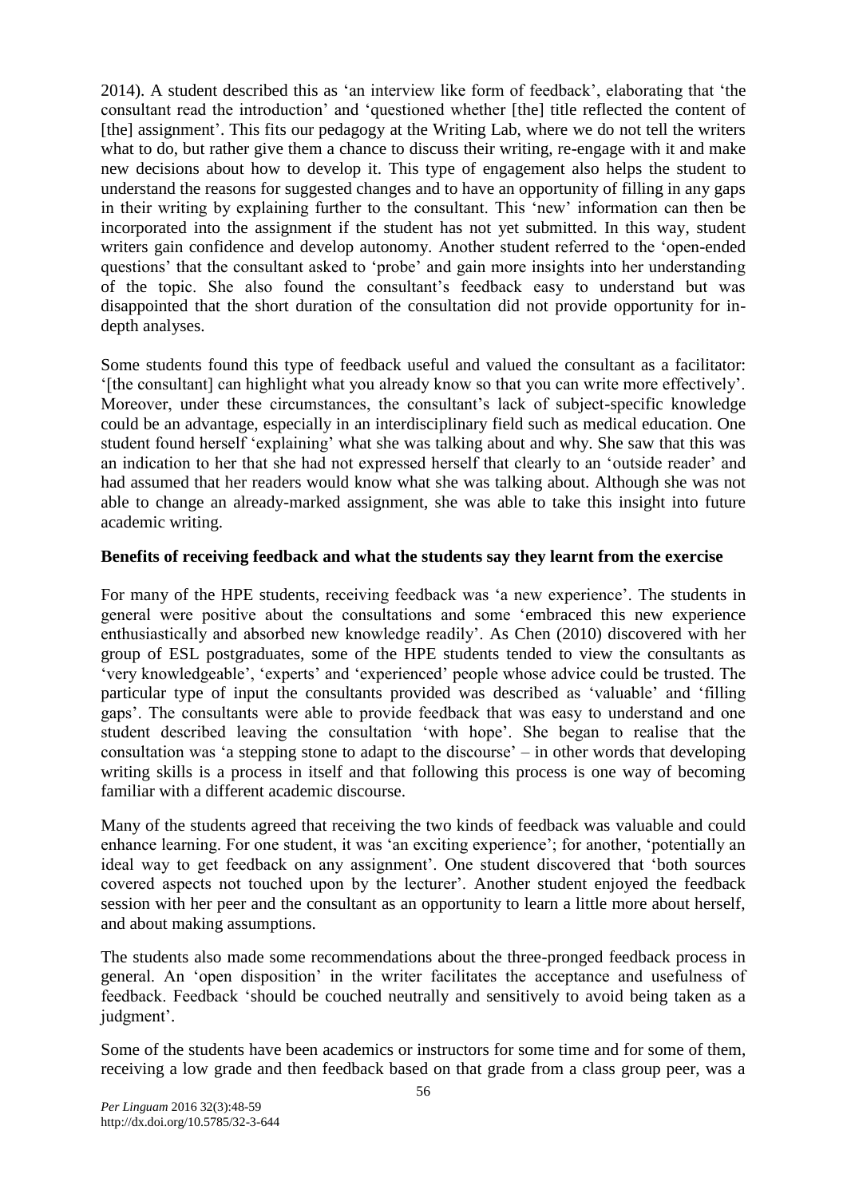2014). A student described this as 'an interview like form of feedback', elaborating that 'the consultant read the introduction' and 'questioned whether [the] title reflected the content of [the] assignment'. This fits our pedagogy at the Writing Lab, where we do not tell the writers what to do, but rather give them a chance to discuss their writing, re-engage with it and make new decisions about how to develop it. This type of engagement also helps the student to understand the reasons for suggested changes and to have an opportunity of filling in any gaps in their writing by explaining further to the consultant. This 'new' information can then be incorporated into the assignment if the student has not yet submitted. In this way, student writers gain confidence and develop autonomy. Another student referred to the 'open-ended questions' that the consultant asked to 'probe' and gain more insights into her understanding of the topic. She also found the consultant's feedback easy to understand but was disappointed that the short duration of the consultation did not provide opportunity for in-depth analyses.

Some students found this type of feedback useful and valued the consultant as a facilitator: '[the consultant] can highlight what you already know so that you can write more effectively'. Moreover, under these circumstances, the consultant's lack of subject-specific knowledge could be an advantage, especially in an interdisciplinary field such as medical education. One student found herself 'explaining' what she was talking about and why. She saw that this was an indication to her that she had not expressed herself that clearly to an 'outside reader' and had assumed that her readers would know what she was talking about. Although she was not able to change an already-marked assignment, she was able to take this insight into future academic writing.

**Benefits of receiving feedback and what the students say they learnt from the exercise**

For many of the HPE students, receiving feedback was 'a new experience'. The students in general were positive about the consultations and some 'embraced this new experience enthusiastically and absorbed new knowledge readily'. As Chen (2010) discovered with her group of ESL postgraduates, some of the HPE students tended to view the consultants as 'very knowledgeable', 'experts' and 'experienced' people whose advice could be trusted. The particular type of input the consultants provided was described as 'valuable' and 'filling gaps'. The consultants were able to provide feedback that was easy to understand and one student described leaving the consultation 'with hope'. She began to realise that the consultation was 'a stepping stone to adapt to the discourse' – in other words that developing writing skills is a process in itself and that following this process is one way of becoming familiar with a different academic discourse.

Many of the students agreed that receiving the two kinds of feedback was valuable and could enhance learning. For one student, it was 'an exciting experience'; for another, 'potentially an ideal way to get feedback on any assignment'. One student discovered that 'both sources covered aspects not touched upon by the lecturer'. Another student enjoyed the feedback session with her peer and the consultant as an opportunity to learn a little more about herself, and about making assumptions.

The students also made some recommendations about the three-pronged feedback process in general. An 'open disposition' in the writer facilitates the acceptance and usefulness of feedback. Feedback 'should be couched neutrally and sensitively to avoid being taken as a judgment'.

Some of the students have been academics or instructors for some time and for some of them, receiving a low grade and then feedback based on that grade from a class group peer, was a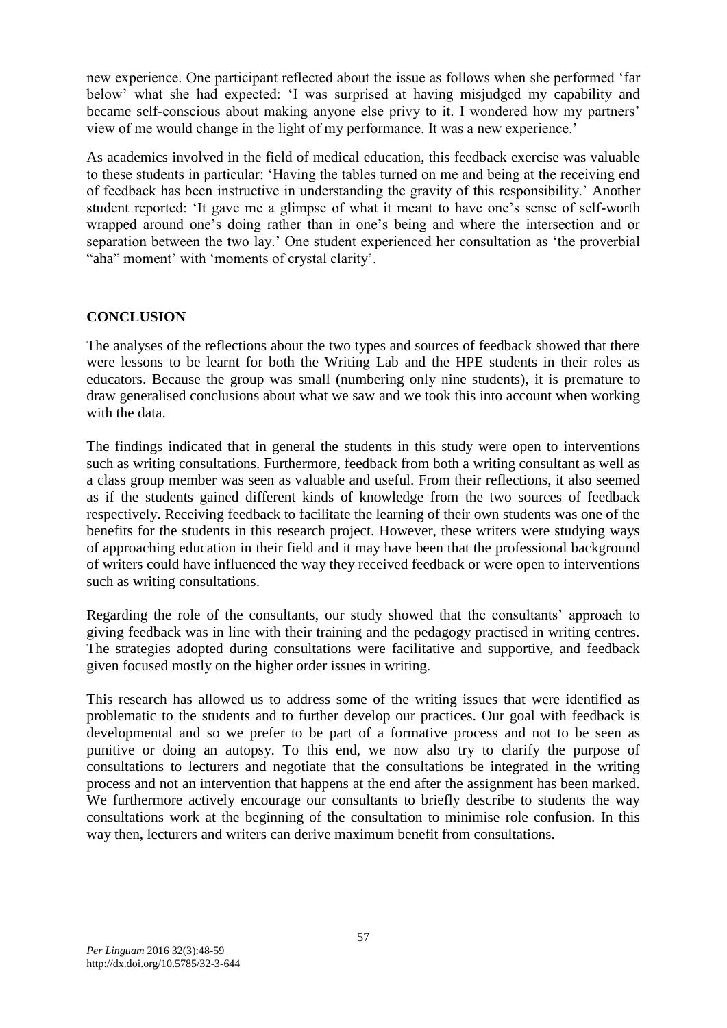new experience. One participant reflected about the issue as follows when she performed 'far below' what she had expected: 'I was surprised at having misjudged my capability and became self-conscious about making anyone else privy to it. I wondered how my partners' view of me would change in the light of my performance. It was a new experience.'

As academics involved in the field of medical education, this feedback exercise was valuable to these students in particular: 'Having the tables turned on me and being at the receiving end of feedback has been instructive in understanding the gravity of this responsibility.' Another student reported: 'It gave me a glimpse of what it meant to have one's sense of self-worth wrapped around one's doing rather than in one's being and where the intersection and or separation between the two lay.' One student experienced her consultation as 'the proverbial "aha" moment' with 'moments of crystal clarity'.

## CONCLUSION

The analyses of the reflections about the two types and sources of feedback showed that there were lessons to be learnt for both the Writing Lab and the HPE students in their roles as educators. Because the group was small (numbering only nine students), it is premature to draw generalised conclusions about what we saw and we took this into account when working with the data.

The findings indicated that in general the students in this study were open to interventions such as writing consultations. Furthermore, feedback from both a writing consultant as well as a class group member was seen as valuable and useful. From their reflections, it also seemed as if the students gained different kinds of knowledge from the two sources of feedback respectively. Receiving feedback to facilitate the learning of their own students was one of the benefits for the students in this research project. However, these writers were studying ways of approaching education in their field and it may have been that the professional background of writers could have influenced the way they received feedback or were open to interventions such as writing consultations.

Regarding the role of the consultants, our study showed that the consultants' approach to giving feedback was in line with their training and the pedagogy practised in writing centres. The strategies adopted during consultations were facilitative and supportive, and feedback given focused mostly on the higher order issues in writing.

This research has allowed us to address some of the writing issues that were identified as problematic to the students and to further develop our practices. Our goal with feedback is developmental and so we prefer to be part of a formative process and not to be seen as punitive or doing an autopsy. To this end, we now also try to clarify the purpose of consultations to lecturers and negotiate that the consultations be integrated in the writing process and not an intervention that happens at the end after the assignment has been marked. We furthermore actively encourage our consultants to briefly describe to students the way consultations work at the beginning of the consultation to minimise role confusion. In this way then, lecturers and writers can derive maximum benefit from consultations.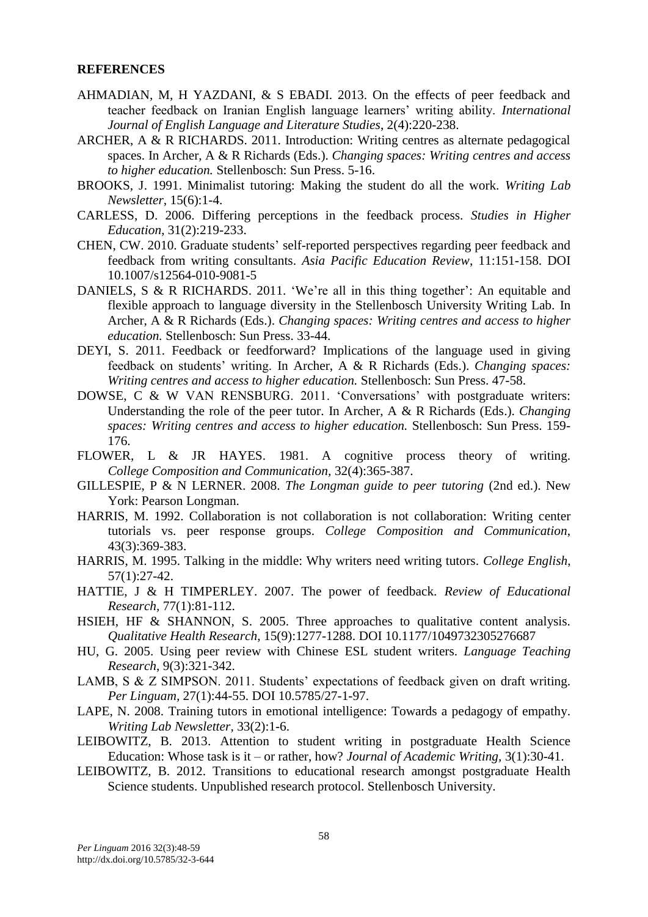**REFERENCES**

AHMADIAN, M, H YAZDANI, & S EBADI. 2013. On the effects of peer feedback and teacher feedback on Iranian English language learners' writing ability. *International Journal of English Language and Literature Studies*, 2(4):220-238.

ARCHER, A & R RICHARDS. 2011. Introduction: Writing centres as alternate pedagogical spaces. In Archer, A & R Richards (Eds.). *Changing spaces: Writing centres and access to higher education.* Stellenbosch: Sun Press. 5-16.

BROOKS, J. 1991. Minimalist tutoring: Making the student do all the work. *Writing Lab Newsletter*, 15(6):1-4.

CARLESS, D. 2006. Differing perceptions in the feedback process. *Studies in Higher Education*, 31(2):219-233.

CHEN, CW. 2010. Graduate students' self-reported perspectives regarding peer feedback and feedback from writing consultants. *Asia Pacific Education Review*, 11:151-158. DOI 10.1007/s12564-010-9081-5

DANIELS, S & R RICHARDS. 2011. 'We're all in this thing together': An equitable and flexible approach to language diversity in the Stellenbosch University Writing Lab. In Archer, A & R Richards (Eds.). *Changing spaces: Writing centres and access to higher education.* Stellenbosch: Sun Press. 33-44.

DEYI, S. 2011. Feedback or feedforward? Implications of the language used in giving feedback on students' writing. In Archer, A & R Richards (Eds.). *Changing spaces: Writing centres and access to higher education.* Stellenbosch: Sun Press. 47-58.

DOWSE, C & W VAN RENSBURG. 2011. 'Conversations' with postgraduate writers: Understanding the role of the peer tutor. In Archer, A & R Richards (Eds.). *Changing spaces: Writing centres and access to higher education.* Stellenbosch: Sun Press. 159-176.

FLOWER, L & JR HAYES. 1981. A cognitive process theory of writing. *College Composition and Communication*, 32(4):365-387.

GILLESPIE, P & N LERNER. 2008. *The Longman guide to peer tutoring* (2nd ed.). New York: Pearson Longman.

HARRIS, M. 1992. Collaboration is not collaboration is not collaboration: Writing center tutorials vs. peer response groups. *College Composition and Communication*, 43(3):369-383.

HARRIS, M. 1995. Talking in the middle: Why writers need writing tutors. *College English*, 57(1):27-42.

HATTIE, J & H TIMPERLEY. 2007. The power of feedback. *Review of Educational Research*, 77(1):81-112.

HSIEH, HF & SHANNON, S. 2005. Three approaches to qualitative content analysis. *Qualitative Health Research*, 15(9):1277-1288. DOI 10.1177/1049732305276687

HU, G. 2005. Using peer review with Chinese ESL student writers. *Language Teaching Research*, 9(3):321-342.

LAMB, S & Z SIMPSON. 2011. Students' expectations of feedback given on draft writing. *Per Linguam*, 27(1):44-55. DOI 10.5785/27-1-97.

LAPE, N. 2008. Training tutors in emotional intelligence: Towards a pedagogy of empathy. *Writing Lab Newsletter*, 33(2):1-6.

LEIBOWITZ, B. 2013. Attention to student writing in postgraduate Health Science Education: Whose task is it – or rather, how? *Journal of Academic Writing*, 3(1):30-41.

LEIBOWITZ, B. 2012. Transitions to educational research amongst postgraduate Health Science students. Unpublished research protocol. Stellenbosch University.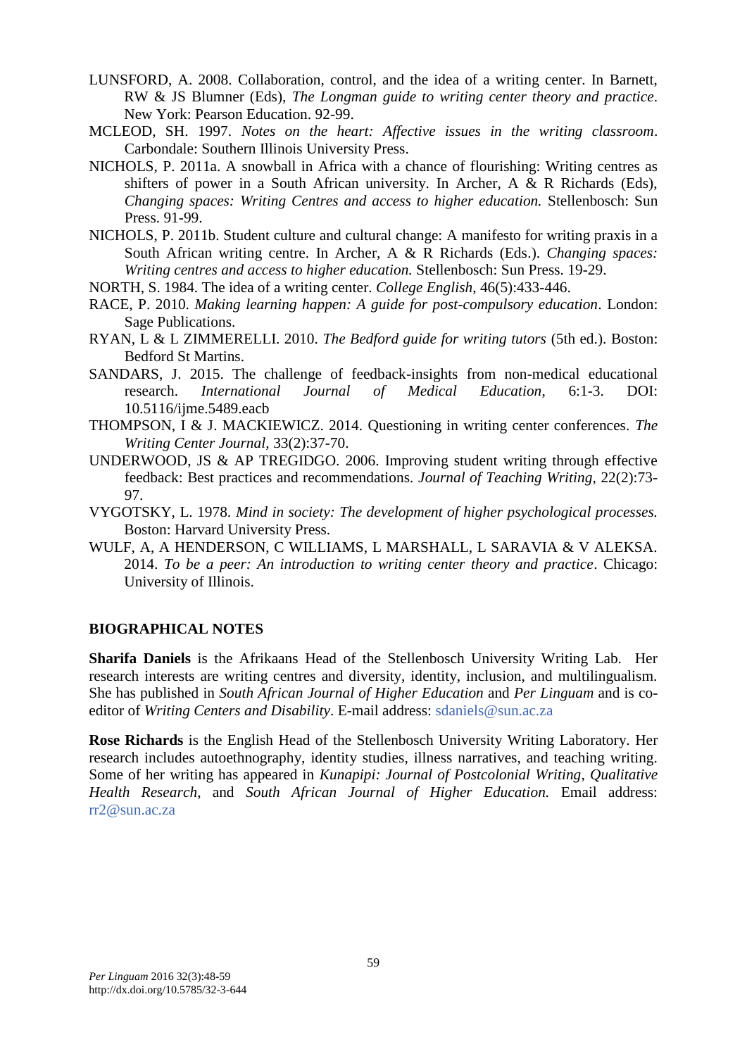LUNSFORD, A. 2008. Collaboration, control, and the idea of a writing center. In Barnett, RW & JS Blumner (Eds), *The Longman guide to writing center theory and practice*. New York: Pearson Education. 92-99.

MCLEOD, SH. 1997. *Notes on the heart: Affective issues in the writing classroom*. Carbondale: Southern Illinois University Press.

NICHOLS, P. 2011a. A snowball in Africa with a chance of flourishing: Writing centres as shifters of power in a South African university. In Archer, A & R Richards (Eds), *Changing spaces: Writing Centres and access to higher education.* Stellenbosch: Sun Press. 91-99.

NICHOLS, P. 2011b. Student culture and cultural change: A manifesto for writing praxis in a South African writing centre. In Archer, A & Richards (Eds.). *Changing spaces: Writing centres and access to higher education.* Stellenbosch: Sun Press. 19-29.

NORTH, S. 1984. The idea of a writing center. *College English*, 46(5):433-446.

RACE, P. 2010. *Making learning happen: A guide for post-compulsory education*. London: Sage Publications.

RYAN, L & L ZIMMERELLI. 2010. *The Bedford guide for writing tutors* (5th ed.). Boston: Bedford St Martins.

SANDARS, J. 2015. The challenge of feedback-insights from non-medical educational research. *International Journal of Medical Education*, 6:1-3. DOI: 10.5116/ijme.5489.eacb

THOMPSON, I & J. MACKIEWICZ. 2014. Questioning in writing center conferences. *The Writing Center Journal,* 33(2):37-70.

UNDERWOOD, JS & AP TREGIDGO. 2006. Improving student writing through effective feedback: Best practices and recommendations. *Journal of Teaching Writing,* 22(2):73-97.

VYGOTSKY, L. 1978. *Mind in society: The development of higher psychological processes.* Boston: Harvard University Press.

WULF, A, A HENDERSON, C WILLIAMS, L MARSHALL, L SARAVIA & V ALEKSA. 2014. *To be a peer: An introduction to writing center theory and practice*. Chicago: University of Illinois.

## BIOGRAPHICAL NOTES

**Sharifa Daniels** is the Afrikaans Head of the Stellenbosch University Writing Lab. Her research interests are writing centres and diversity, identity, inclusion, and multilingualism. She has published in *South African Journal of Higher Education* and *Per Linguam* and is co-editor of *Writing Centers and Disability*. E-mail address: sdaniels@sun.ac.za

**Rose Richards** is the English Head of the Stellenbosch University Writing Laboratory. Her research includes autoethnography, identity studies, illness narratives, and teaching writing. Some of her writing has appeared in *Kunapipi: Journal of Postcolonial Writing*, *Qualitative Health Research*, and *South African Journal of Higher Education.* Email address: rr2@sun.ac.za